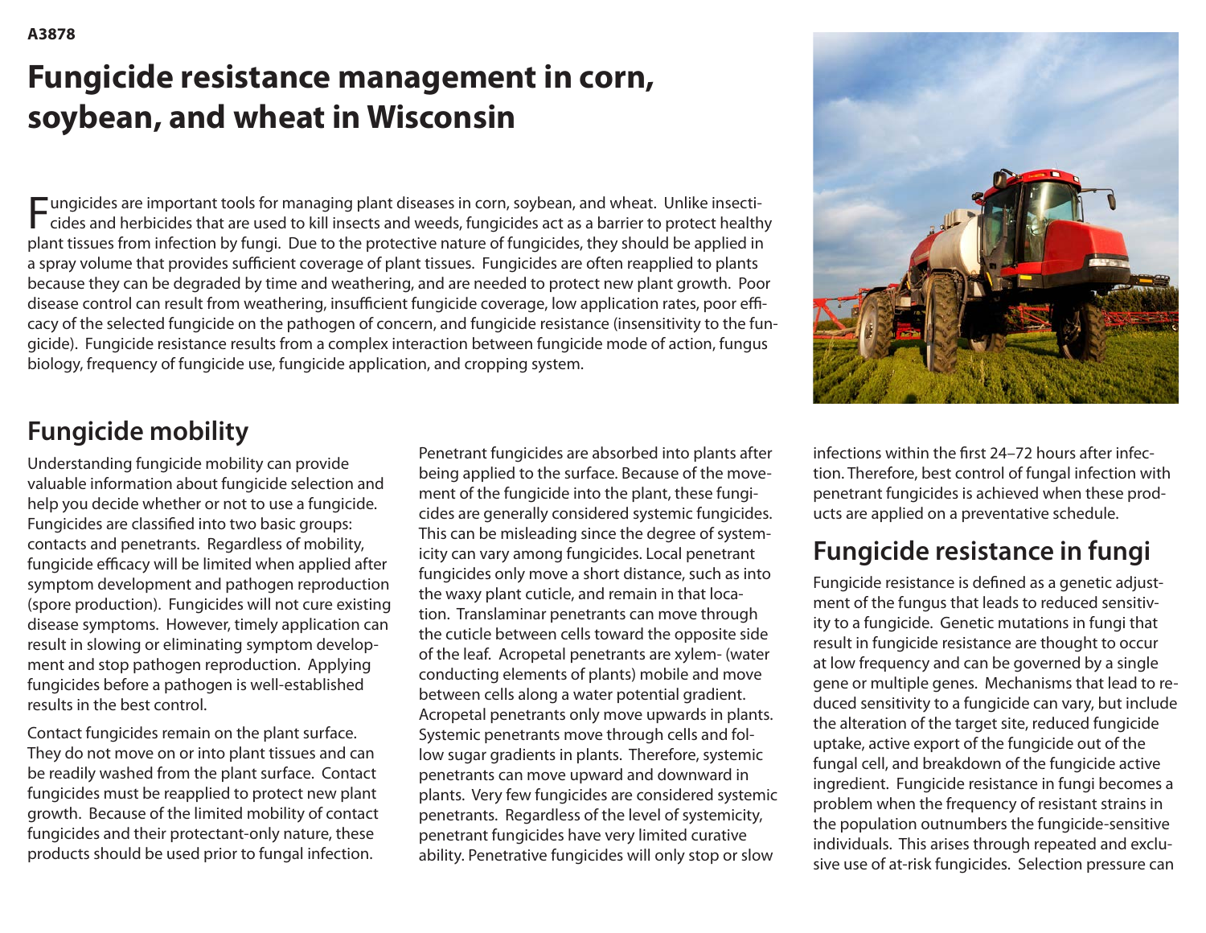A3878

# Fungicide resistance management in corn, soybean, and wheat in Wisconsin

Fungicides are important tools for managing plant diseases in corn, soybean, and wheat. Unlike insecticides and herbicides that are used to kill insects and weeds, fungicides act as a barrier to protect healthy plant tissues from infection by fungi. Due to the protective nature of fungicides, they should be applied in a spray volume that provides sufficient coverage of plant tissues. Fungicides are often reapplied to plants because they can be degraded by time and weathering, and are needed to protect new plant growth. Poor disease control can result from weathering, insufficient fungicide coverage, low application rates, poor efficacy of the selected fungicide on the pathogen of concern, and fungicide resistance (insensitivity to the fungicide). Fungicide resistance results from a complex interaction between fungicide mode of action, fungus biology, frequency of fungicide use, fungicide application, and cropping system.

## Fungicide mobility

Understanding fungicide mobility can provide valuable information about fungicide selection and help you decide whether or not to use a fungicide. Fungicides are classified into two basic groups: contacts and penetrants. Regardless of mobility, fungicide efficacy will be limited when applied after symptom development and pathogen reproduction (spore production). Fungicides will not cure existing disease symptoms. However, timely application can result in slowing or eliminating symptom development and stop pathogen reproduction. Applying fungicides before a pathogen is well-established results in the best control.

Contact fungicides remain on the plant surface. They do not move on or into plant tissues and can be readily washed from the plant surface. Contact fungicides must be reapplied to protect new plant growth. Because of the limited mobility of contact fungicides and their protectant-only nature, these products should be used prior to fungal infection.

Penetrant fungicides are absorbed into plants after being applied to the surface. Because of the movement of the fungicide into the plant, these fungicides are generally considered systemic fungicides. This can be misleading since the degree of systemicity can vary among fungicides. Local penetrant fungicides only move a short distance, such as into the waxy plant cuticle, and remain in that location. Translaminar penetrants can move through the cuticle between cells toward the opposite side of the leaf. Acropetal penetrants are xylem- (water conducting elements of plants) mobile and move between cells along a water potential gradient. Acropetal penetrants only move upwards in plants. Systemic penetrants move through cells and follow sugar gradients in plants. Therefore, systemic penetrants can move upward and downward in plants. Very few fungicides are considered systemic penetrants. Regardless of the level of systemicity, penetrant fungicides have very limited curative ability. Penetrative fungicides will only stop or slow infections within the first 24–72 hours after infection. Therefore, best control of fungal infection with penetrant fungicides is achieved when these products are applied on a preventative schedule.

## Fungicide resistance in fungi

Fungicide resistance is defined as a genetic adjustment of the fungus that leads to reduced sensitivity to a fungicide. Genetic mutations in fungi that result in fungicide resistance are thought to occur at low frequency and can be governed by a single gene or multiple genes. Mechanisms that lead to reduced sensitivity to a fungicide can vary, but include the alteration of the target site, reduced fungicide uptake, active export of the fungicide out of the fungal cell, and breakdown of the fungicide active ingredient. Fungicide resistance in fungi becomes a problem when the frequency of resistant strains in the population outnumbers the fungicide-sensitive individuals. This arises through repeated and exclusive use of at-risk fungicides. Selection pressure can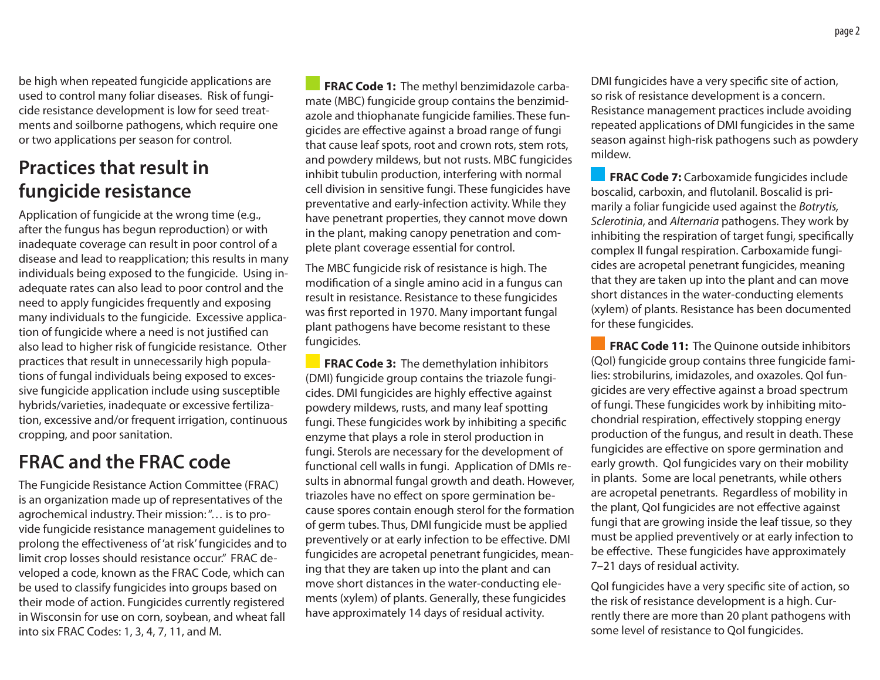be high when repeated fungicide applications are used to control many foliar diseases. Risk of fungicide resistance development is low for seed treatments and soilborne pathogens, which require one or two applications per season for control.

## Practices that result in fungicide resistance

Application of fungicide at the wrong time (e.g., after the fungus has begun reproduction) or with inadequate coverage can result in poor control of a disease and lead to reapplication; this results in many individuals being exposed to the fungicide. Using inadequate rates can also lead to poor control and the need to apply fungicides frequently and exposing many individuals to the fungicide. Excessive application of fungicide where a need is not justified can also lead to higher risk of fungicide resistance. Other practices that result in unnecessarily high populations of fungal individuals being exposed to excessive fungicide application include using susceptible hybrids/varieties, inadequate or excessive fertilization, excessive and/or frequent irrigation, continuous cropping, and poor sanitation.

## FRAC and the FRAC code

The Fungicide Resistance Action Committee (FRAC) is an organization made up of representatives of the agrochemical industry. Their mission: "… is to provide fungicide resistance management guidelines to prolong the effectiveness of 'at risk' fungicides and to limit crop losses should resistance occur." FRAC developed a code, known as the FRAC Code, which can be used to classify fungicides into groups based on their mode of action. Fungicides currently registered in Wisconsin for use on corn, soybean, and wheat fall into six FRAC Codes: 1, 3, 4, 7, 11, and M.

**FRAC Code 1:** The methyl benzimidazole carbamate (MBC) fungicide group contains the benzimidazole and thiophanate fungicide families. These fungicides are effective against a broad range of fungi that cause leaf spots, root and crown rots, stem rots, and powdery mildews, but not rusts. MBC fungicides inhibit tubulin production, interfering with normal cell division in sensitive fungi. These fungicides have preventative and early-infection activity. While they have penetrant properties, they cannot move down in the plant, making canopy penetration and complete plant coverage essential for control.

The MBC fungicide risk of resistance is high. The modification of a single amino acid in a fungus can result in resistance. Resistance to these fungicides was first reported in 1970. Many important fungal plant pathogens have become resistant to these fungicides.

**FRAC Code 3:** The demethylation inhibitors (DMI) fungicide group contains the triazole fungicides. DMI fungicides are highly effective against powdery mildews, rusts, and many leaf spotting fungi. These fungicides work by inhibiting a specific enzyme that plays a role in sterol production in fungi. Sterols are necessary for the development of functional cell walls in fungi. Application of DMIs results in abnormal fungal growth and death. However, triazoles have no effect on spore germination because spores contain enough sterol for the formation of germ tubes. Thus, DMI fungicide must be applied preventively or at early infection to be effective. DMI fungicides are acropetal penetrant fungicides, meaning that they are taken up into the plant and can move short distances in the water-conducting elements (xylem) of plants. Generally, these fungicides have approximately 14 days of residual activity.

DMI fungicides have a very specific site of action, so risk of resistance development is a concern. Resistance management practices include avoiding repeated applications of DMI fungicides in the same season against high-risk pathogens such as powdery mildew.

**FRAC Code 7:** Carboxamide fungicides include boscalid, carboxin, and flutolanil. Boscalid is primarily a foliar fungicide used against the *Botrytis, Sclerotinia*, and *Alternaria* pathogens. They work by inhibiting the respiration of target fungi, specifically complex II fungal respiration. Carboxamide fungicides are acropetal penetrant fungicides, meaning that they are taken up into the plant and can move short distances in the water-conducting elements (xylem) of plants. Resistance has been documented for these fungicides.

**FRAC Code 11:** The Quinone outside inhibitors (QoI) fungicide group contains three fungicide families: strobilurins, imidazoles, and oxazoles. QoI fungicides are very effective against a broad spectrum of fungi. These fungicides work by inhibiting mitochondrial respiration, effectively stopping energy production of the fungus, and result in death. These fungicides are effective on spore germination and early growth. QoI fungicides vary on their mobility in plants. Some are local penetrants, while others are acropetal penetrants. Regardless of mobility in the plant, QoI fungicides are not effective against fungi that are growing inside the leaf tissue, so they must be applied preventively or at early infection to be effective. These fungicides have approximately 7–21 days of residual activity.

QoI fungicides have a very specific site of action, so the risk of resistance development is a high. Currently there are more than 20 plant pathogens with some level of resistance to QoI fungicides.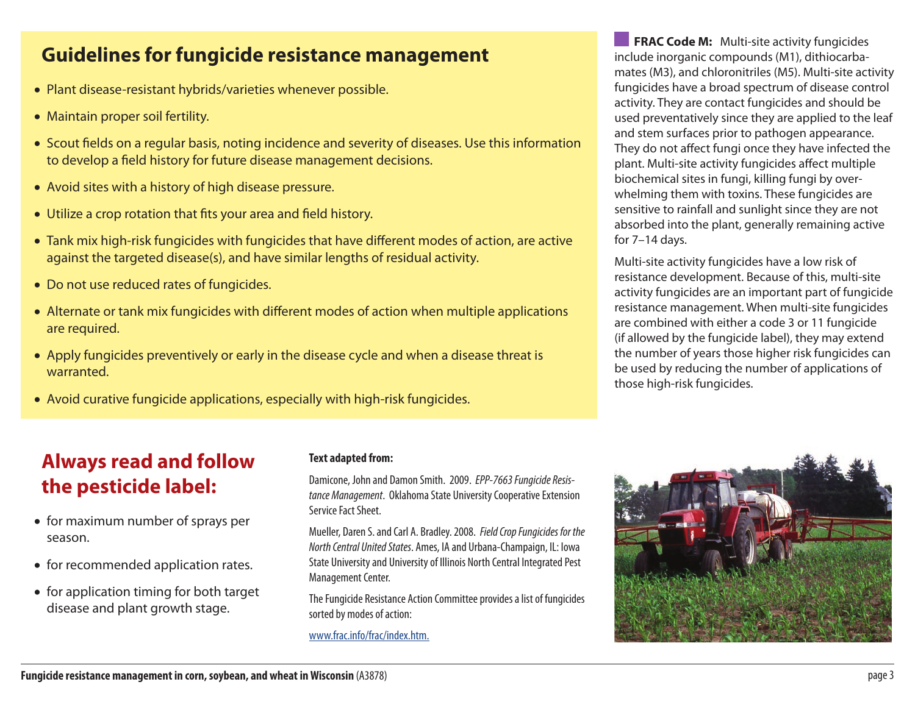## Guidelines for fungicide resistance management

- Plant disease-resistant hybrids/varieties whenever possible.
- Maintain proper soil fertility.
- Scout fields on a regular basis, noting incidence and severity of diseases. Use this information to develop a field history for future disease management decisions.
- Avoid sites with a history of high disease pressure.
- Utilize a crop rotation that fits your area and field history.
- Tank mix high-risk fungicides with fungicides that have different modes of action, are active against the targeted disease(s), and have similar lengths of residual activity.
- Do not use reduced rates of fungicides.
- Alternate or tank mix fungicides with different modes of action when multiple applications are required.
- Apply fungicides preventively or early in the disease cycle and when a disease threat is warranted.
- Avoid curative fungicide applications, especially with high-risk fungicides.

**FRAC Code M:** Multi-site activity fungicides include inorganic compounds (M1), dithiocarbamates (M3), and chloronitriles (M5). Multi-site activity fungicides have a broad spectrum of disease control activity. They are contact fungicides and should be used preventatively since they are applied to the leaf and stem surfaces prior to pathogen appearance. They do not affect fungi once they have infected the plant. Multi-site activity fungicides affect multiple biochemical sites in fungi, killing fungi by overwhelming them with toxins. These fungicides are sensitive to rainfall and sunlight since they are not absorbed into the plant, generally remaining active for 7–14 days.

Multi-site activity fungicides have a low risk of resistance development. Because of this, multi-site activity fungicides are an important part of fungicide resistance management. When multi-site fungicides are combined with either a code 3 or 11 fungicide (if allowed by the fungicide label), they may extend the number of years those higher risk fungicides can be used by reducing the number of applications of those high-risk fungicides.

## Always read and follow the pesticide label:

- for maximum number of sprays per season.
- for recommended application rates.
- for application timing for both target disease and plant growth stage.

**Text adapted from:**

Damicone, John and Damon Smith. 2009. *EPP-7663 Fungicide Resistance Management*. Oklahoma State University Cooperative Extension Service Fact Sheet.

Mueller, Daren S. and Carl A. Bradley. 2008. *Field Crop Fungicides for the North Central United States*. Ames, IA and Urbana-Champaign, IL: Iowa State University and University of Illinois North Central Integrated Pest Management Center.

The Fungicide Resistance Action Committee provides a list of fungicides sorted by modes of action:

www.frac.info/frac/index.htm.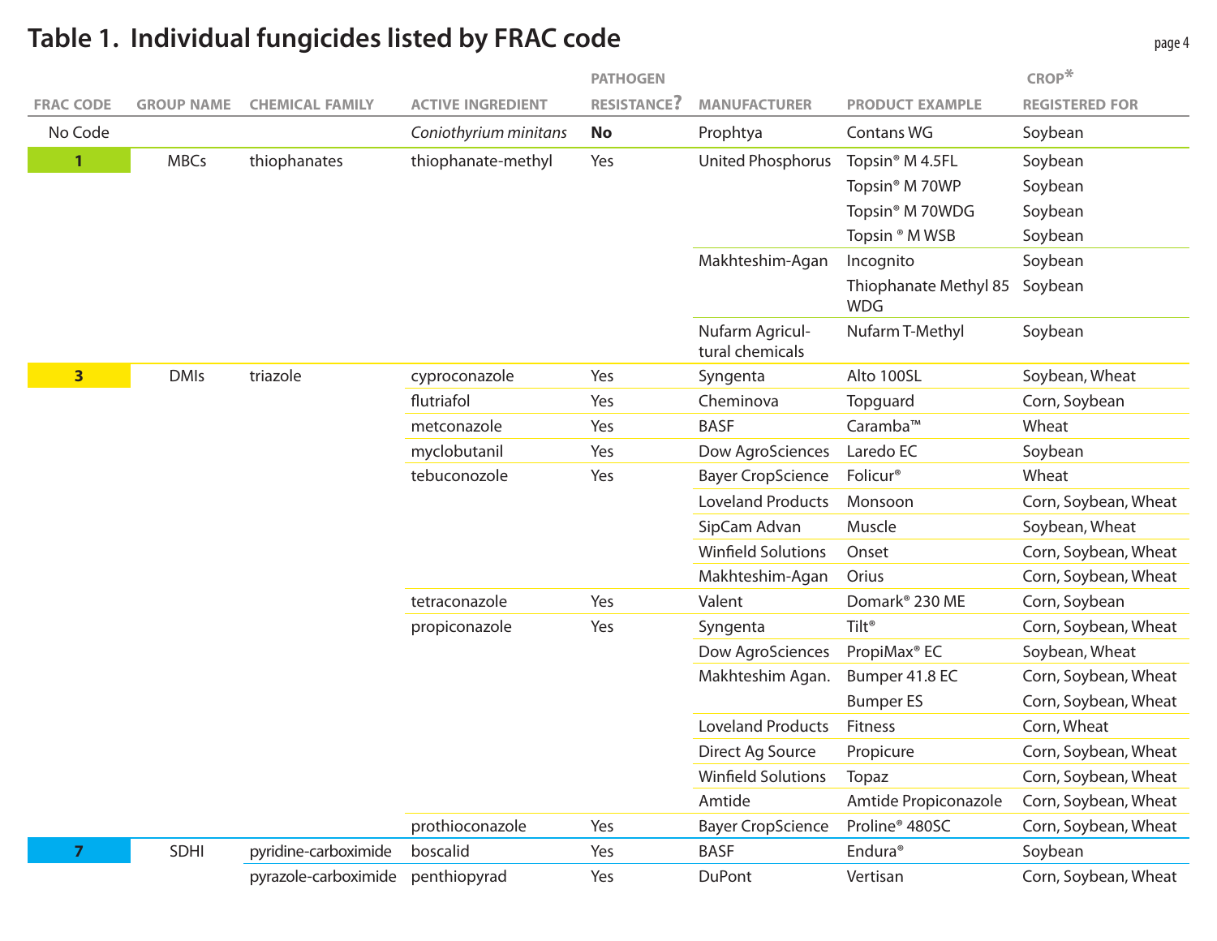# Table 1. Individual fungicides listed by FRAC code

| FRAC CODE | GROUP NAME | CHEMICAL FAMILY | ACTIVE INGREDIENT | PATHOGEN RESISTANCE? | MANUFACTURER | PRODUCT EXAMPLE | CROP* REGISTERED FOR |
|---|---|---|---|---|---|---|---|
| No Code | | | *Coniothyrium minitans* | **No** | Prophtya | Contans WG | Soybean |
| 1 | MBCs | thiophanates | thiophanate-methyl | Yes | United Phosphorus | Topsin® M 4.5FL | Soybean |
| | | | | | | Topsin® M 70WP | Soybean |
| | | | | | | Topsin® M 70WDG | Soybean |
| | | | | | | Topsin ® M WSB | Soybean |
| | | | | | Makhteshim-Agan | Incognito | Soybean |
| | | | | | | Thiophanate Methyl 85 WDG | Soybean |
| | | | | | Nufarm Agricultural chemicals | Nufarm T-Methyl | Soybean |
| 3 | DMIs | triazole | cyproconazole | Yes | Syngenta | Alto 100SL | Soybean, Wheat |
| | | | flutriafol | Yes | Cheminova | Topguard | Corn, Soybean |
| | | | metconazole | Yes | BASF | Caramba™ | Wheat |
| | | | myclobutanil | Yes | Dow AgroSciences | Laredo EC | Soybean |
| | | | tebuconozole | Yes | Bayer CropScience | Folicur® | Wheat |
| | | | | | Loveland Products | Monsoon | Corn, Soybean, Wheat |
| | | | | | SipCam Advan | Muscle | Soybean, Wheat |
| | | | | | Winfield Solutions | Onset | Corn, Soybean, Wheat |
| | | | | | Makhteshim-Agan | Orius | Corn, Soybean, Wheat |
| | | | tetraconazole | Yes | Valent | Domark® 230 ME | Corn, Soybean |
| | | | propiconazole | Yes | Syngenta | Tilt® | Corn, Soybean, Wheat |
| | | | | | Dow AgroSciences | PropiMax® EC | Soybean, Wheat |
| | | | | | Makhteshim Agan. | Bumper 41.8 EC | Corn, Soybean, Wheat |
| | | | | | | Bumper ES | Corn, Soybean, Wheat |
| | | | | | Loveland Products | Fitness | Corn, Wheat |
| | | | | | Direct Ag Source | Propicure | Corn, Soybean, Wheat |
| | | | | | Winfield Solutions | Topaz | Corn, Soybean, Wheat |
| | | | | | Amtide | Amtide Propiconazole | Corn, Soybean, Wheat |
| | | | prothioconazole | Yes | Bayer CropScience | Proline® 480SC | Corn, Soybean, Wheat |
| 7 | SDHI | pyridine-carboximide | boscalid | Yes | BASF | Endura® | Soybean |
| | | pyrazole-carboximide | penthiopyrad | Yes | DuPont | Vertisan | Corn, Soybean, Wheat |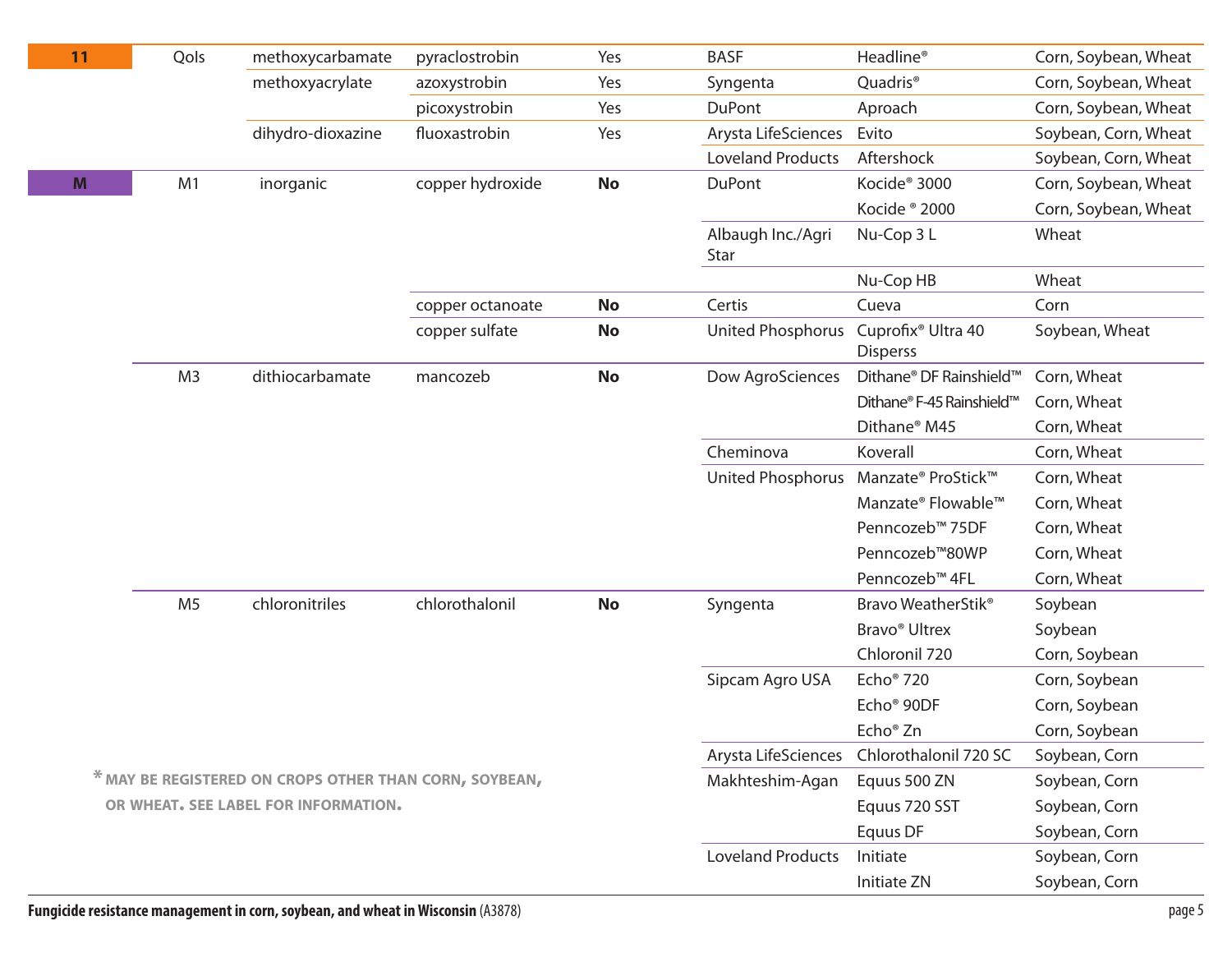| | | | | | | | |
|---|---|---|---|---|---|---|---|
| 11 | QoIs | methoxycarbamate | pyraclostrobin | Yes | BASF | Headline® | Corn, Soybean, Wheat |
| | | methoxyacrylate | azoxystrobin | Yes | Syngenta | Quadris® | Corn, Soybean, Wheat |
| | | | picoxystrobin | Yes | DuPont | Aproach | Corn, Soybean, Wheat |
| | | dihydro-dioxazine | fluoxastrobin | Yes | Arysta LifeSciences | Evito | Soybean, Corn, Wheat |
| | | | | | Loveland Products | Aftershock | Soybean, Corn, Wheat |
| M | M1 | inorganic | copper hydroxide | **No** | DuPont | Kocide® 3000 | Corn, Soybean, Wheat |
| | | | | | | Kocide ® 2000 | Corn, Soybean, Wheat |
| | | | | | Albaugh Inc./Agri Star | Nu-Cop 3 L | Wheat |
| | | | | | | Nu-Cop HB | Wheat |
| | | | copper octanoate | **No** | Certis | Cueva | Corn |
| | | | copper sulfate | **No** | United Phosphorus | Cuprofix® Ultra 40 Disperss | Soybean, Wheat |
| | M3 | dithiocarbamate | mancozeb | **No** | Dow AgroSciences | Dithane® DF Rainshield™ | Corn, Wheat |
| | | | | | | Dithane® F-45 Rainshield™ | Corn, Wheat |
| | | | | | | Dithane® M45 | Corn, Wheat |
| | | | | | Cheminova | Koverall | Corn, Wheat |
| | | | | | United Phosphorus | Manzate® ProStick™ | Corn, Wheat |
| | | | | | | Manzate® Flowable™ | Corn, Wheat |
| | | | | | | Penncozeb™ 75DF | Corn, Wheat |
| | | | | | | Penncozeb™80WP | Corn, Wheat |
| | | | | | | Penncozeb™ 4FL | Corn, Wheat |
| | M5 | chloronitriles | chlorothalonil | **No** | Syngenta | Bravo WeatherStik® | Soybean |
| | | | | | | Bravo® Ultrex | Soybean |
| | | | | | | Chloronil 720 | Corn, Soybean |
| | | | | | Sipcam Agro USA | Echo® 720 | Corn, Soybean |
| | | | | | | Echo® 90DF | Corn, Soybean |
| | | | | | | Echo® Zn | Corn, Soybean |
| | | | | | Arysta LifeSciences | Chlorothalonil 720 SC | Soybean, Corn |
| | | | | | Makhteshim-Agan | Equus 500 ZN | Soybean, Corn |
| | | | | | | Equus 720 SST | Soybean, Corn |
| | | | | | | Equus DF | Soybean, Corn |
| | | | | | Loveland Products | Initiate | Soybean, Corn |
| | | | | | | Initiate ZN | Soybean, Corn |

* MAY BE REGISTERED ON CROPS OTHER THAN CORN, SOYBEAN, OR WHEAT. SEE LABEL FOR INFORMATION.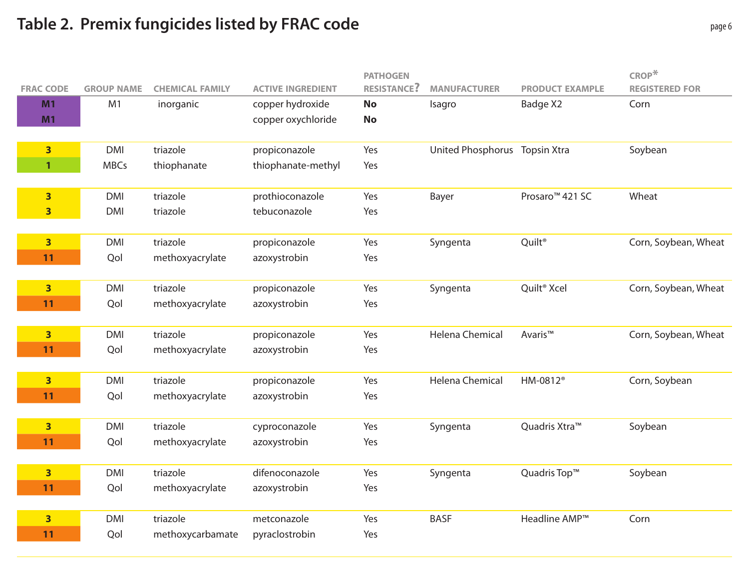## Table 2. Premix fungicides listed by FRAC code

| FRAC CODE | GROUP NAME | CHEMICAL FAMILY | ACTIVE INGREDIENT | PATHOGEN RESISTANCE? | MANUFACTURER | PRODUCT EXAMPLE | CROP* REGISTERED FOR |
|---|---|---|---|---|---|---|---|
| M1 | M1 | inorganic | copper hydroxide | **No** | Isagro | Badge X2 | Corn |
| M1 | | | copper oxychloride | **No** | | | |
| 3 | DMI | triazole | propiconazole | Yes | United Phosphorus | Topsin Xtra | Soybean |
| 1 | MBCs | thiophanate | thiophanate-methyl | Yes | | | |
| 3 | DMI | triazole | prothioconazole | Yes | Bayer | Prosaro™ 421 SC | Wheat |
| 3 | DMI | triazole | tebuconazole | Yes | | | |
| 3 | DMI | triazole | propiconazole | Yes | Syngenta | Quilt® | Corn, Soybean, Wheat |
| 11 | QoI | methoxyacrylate | azoxystrobin | Yes | | | |
| 3 | DMI | triazole | propiconazole | Yes | Syngenta | Quilt® Xcel | Corn, Soybean, Wheat |
| 11 | QoI | methoxyacrylate | azoxystrobin | Yes | | | |
| 3 | DMI | triazole | propiconazole | Yes | Helena Chemical | Avaris™ | Corn, Soybean, Wheat |
| 11 | QoI | methoxyacrylate | azoxystrobin | Yes | | | |
| 3 | DMI | triazole | propiconazole | Yes | Helena Chemical | HM-0812® | Corn, Soybean |
| 11 | QoI | methoxyacrylate | azoxystrobin | Yes | | | |
| 3 | DMI | triazole | cyproconazole | Yes | Syngenta | Quadris Xtra™ | Soybean |
| 11 | QoI | methoxyacrylate | azoxystrobin | Yes | | | |
| 3 | DMI | triazole | difenoconazole | Yes | Syngenta | Quadris Top™ | Soybean |
| 11 | QoI | methoxyacrylate | azoxystrobin | Yes | | | |
| 3 | DMI | triazole | metconazole | Yes | BASF | Headline AMP™ | Corn |
| 11 | QoI | methoxycarbamate | pyraclostrobin | Yes | | | |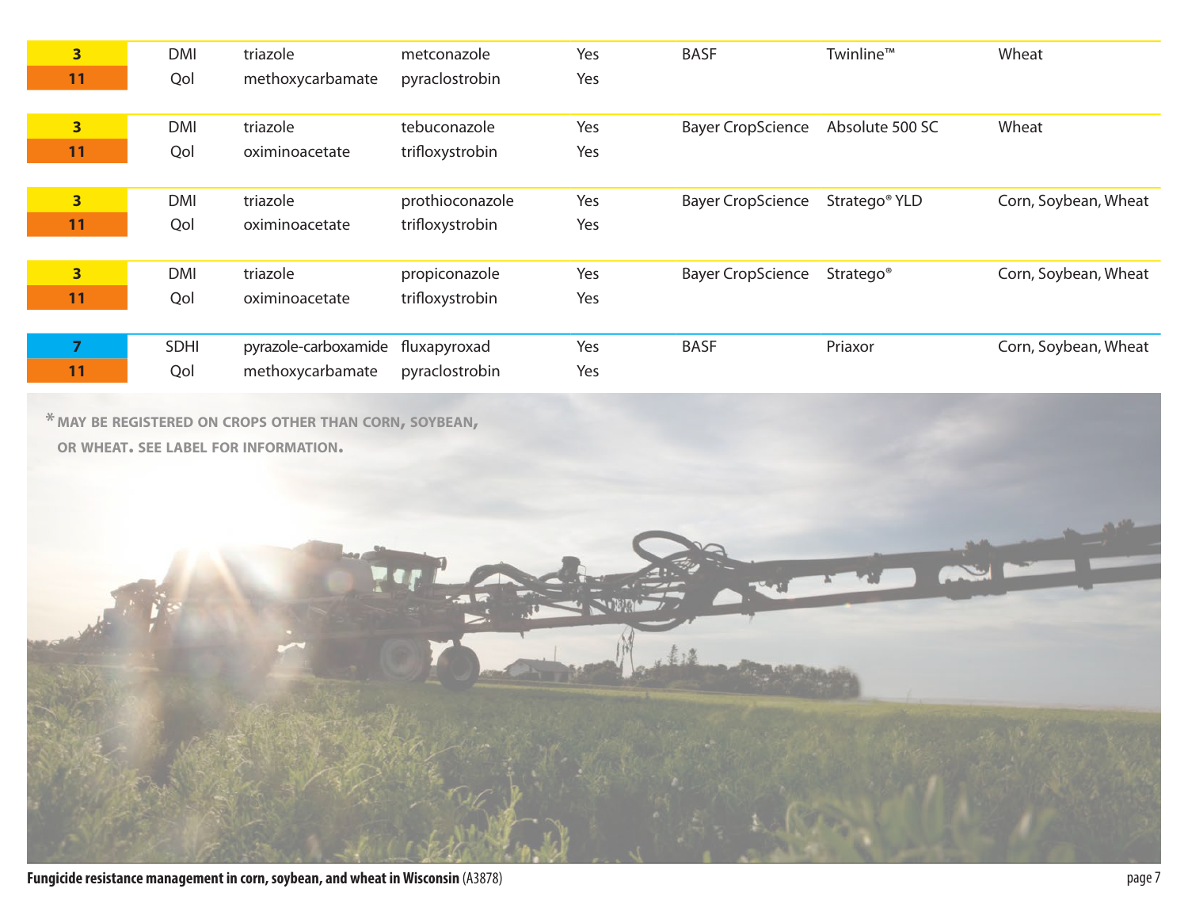| | | | | | | | |
|---|---|---|---|---|---|---|---|
| 3 | DMI | triazole | metconazole | Yes | BASF | Twinline™ | Wheat |
| 11 | QoI | methoxycarbamate | pyraclostrobin | Yes | | | |
| 3 | DMI | triazole | tebuconazole | Yes | Bayer CropScience | Absolute 500 SC | Wheat |
| 11 | QoI | oximinoacetate | trifloxystrobin | Yes | | | |
| 3 | DMI | triazole | prothioconazole | Yes | Bayer CropScience | Stratego® YLD | Corn, Soybean, Wheat |
| 11 | QoI | oximinoacetate | trifloxystrobin | Yes | | | |
| 3 | DMI | triazole | propiconazole | Yes | Bayer CropScience | Stratego® | Corn, Soybean, Wheat |
| 11 | QoI | oximinoacetate | trifloxystrobin | Yes | | | |
| 7 | SDHI | pyrazole-carboxamide | fluxapyroxad | Yes | BASF | Priaxor | Corn, Soybean, Wheat |
| 11 | QoI | methoxycarbamate | pyraclostrobin | Yes | | | |

* MAY BE REGISTERED ON CROPS OTHER THAN CORN, SOYBEAN, OR WHEAT. SEE LABEL FOR INFORMATION.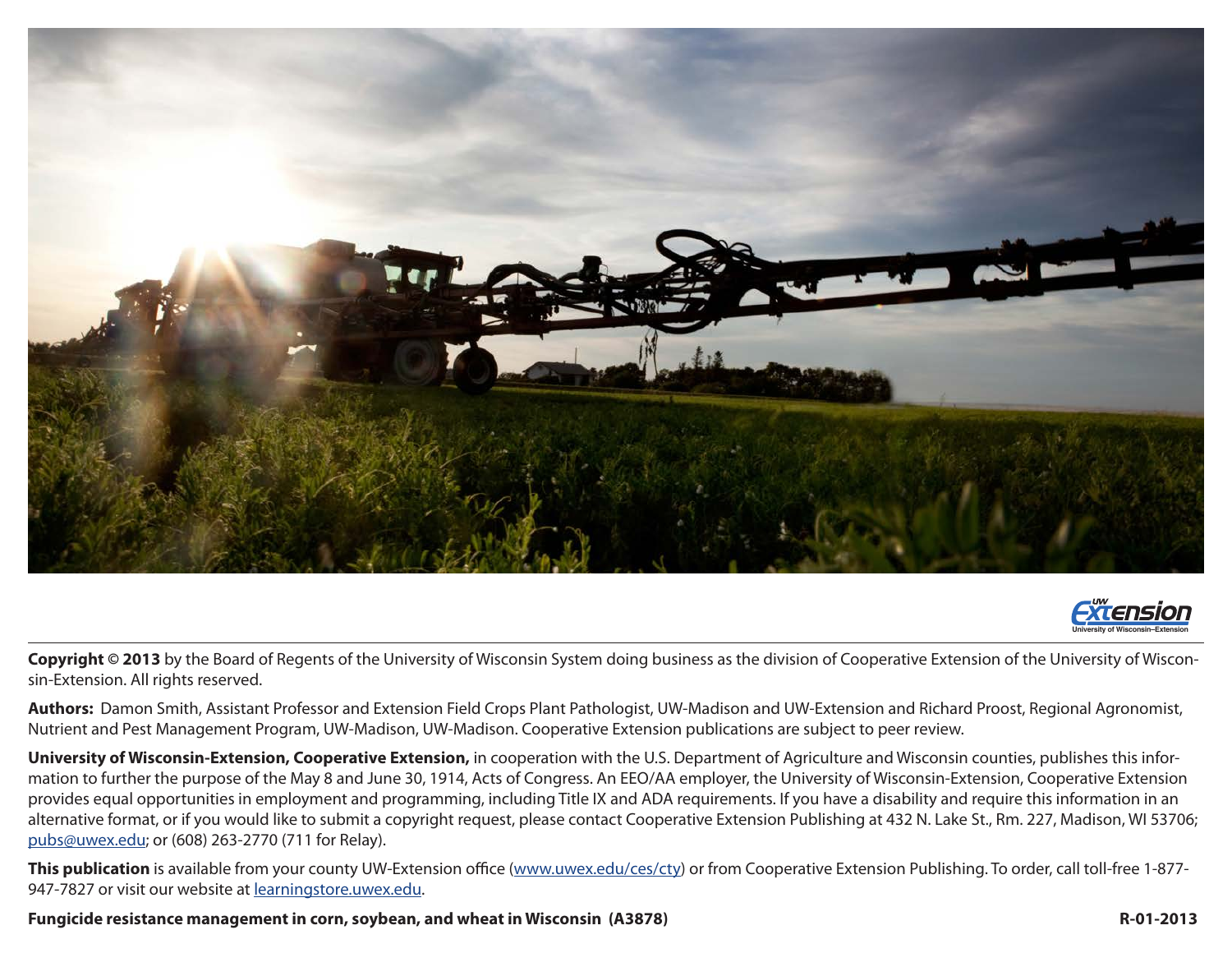**Copyright © 2013** by the Board of Regents of the University of Wisconsin System doing business as the division of Cooperative Extension of the University of Wisconsin-Extension. All rights reserved.

**Authors:** Damon Smith, Assistant Professor and Extension Field Crops Plant Pathologist, UW-Madison and UW-Extension and Richard Proost, Regional Agronomist, Nutrient and Pest Management Program, UW-Madison, UW-Madison. Cooperative Extension publications are subject to peer review.

**University of Wisconsin-Extension, Cooperative Extension,** in cooperation with the U.S. Department of Agriculture and Wisconsin counties, publishes this information to further the purpose of the May 8 and June 30, 1914, Acts of Congress. An EEO/AA employer, the University of Wisconsin-Extension, Cooperative Extension provides equal opportunities in employment and programming, including Title IX and ADA requirements. If you have a disability and require this information in an alternative format, or if you would like to submit a copyright request, please contact Cooperative Extension Publishing at 432 N. Lake St., Rm. 227, Madison, WI 53706; pubs@uwex.edu; or (608) 263-2770 (711 for Relay).

**This publication** is available from your county UW-Extension office (www.uwex.edu/ces/cty) or from Cooperative Extension Publishing. To order, call toll-free 1-877-947-7827 or visit our website at learningstore.uwex.edu.

**Fungicide resistance management in corn, soybean, and wheat in Wisconsin (A3878)** **R-01-2013**